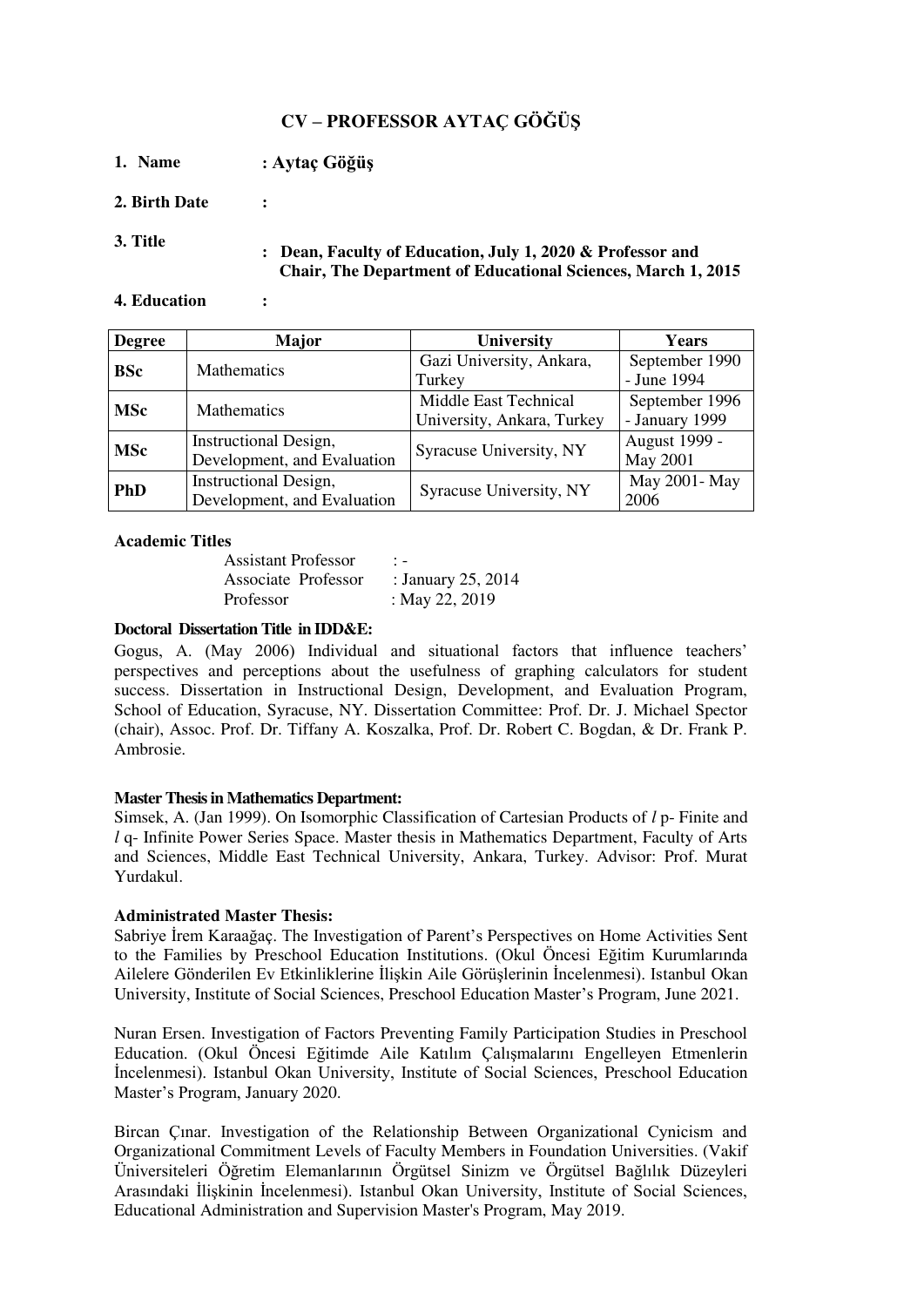# CV – PROFESSOR AYTAÇ GÖĞÜŞ

**1. Name** : **Aytaç Göğüş**

**2. Birth Date** :

**3. Title** : **Dean, Faculty of Education, July 1, 2020 & Professor and Chair, The Department of Educational Sciences, March 1, 2015**

**4. Education** :

| Degree | Major | University | Years |
|---|---|---|---|
| **BSc** | Mathematics | Gazi University, Ankara, Turkey | September 1990 - June 1994 |
| **MSc** | Mathematics | Middle East Technical University, Ankara, Turkey | September 1996 - January 1999 |
| **MSc** | Instructional Design, Development, and Evaluation | Syracuse University, NY | August 1999 - May 2001 |
| **PhD** | Instructional Design, Development, and Evaluation | Syracuse University, NY | May 2001- May 2006 |

**Academic Titles**

| | |
|---|---|
| Assistant Professor | : - |
| Associate Professor | : January 25, 2014 |
| Professor | : May 22, 2019 |

**Doctoral Dissertation Title in IDD&E:**

Gogus, A. (May 2006) Individual and situational factors that influence teachers' perspectives and perceptions about the usefulness of graphing calculators for student success. Dissertation in Instructional Design, Development, and Evaluation Program, School of Education, Syracuse, NY. Dissertation Committee: Prof. Dr. J. Michael Spector (chair), Assoc. Prof. Dr. Tiffany A. Koszalka, Prof. Dr. Robert C. Bogdan, & Dr. Frank P. Ambrosie.

**Master Thesis in Mathematics Department:**

Simsek, A. (Jan 1999). On Isomorphic Classification of Cartesian Products of $l$ p- Finite and $l$ q- Infinite Power Series Space. Master thesis in Mathematics Department, Faculty of Arts and Sciences, Middle East Technical University, Ankara, Turkey. Advisor: Prof. Murat Yurdakul.

**Administrated Master Thesis:**

Sabriye İrem Karaağaç. The Investigation of Parent's Perspectives on Home Activities Sent to the Families by Preschool Education Institutions. (Okul Öncesi Eğitim Kurumlarında Ailelere Gönderilen Ev Etkinliklerine İlişkin Aile Görüşlerinin İncelenmesi). Istanbul Okan University, Institute of Social Sciences, Preschool Education Master's Program, June 2021.

Nuran Ersen. Investigation of Factors Preventing Family Participation Studies in Preschool Education. (Okul Öncesi Eğitimde Aile Katılım Çalışmalarını Engelleyen Etmenlerin İncelenmesi). Istanbul Okan University, Institute of Social Sciences, Preschool Education Master's Program, January 2020.

Bircan Çınar. Investigation of the Relationship Between Organizational Cynicism and Organizational Commitment Levels of Faculty Members in Foundation Universities. (Vakif Üniversiteleri Öğretim Elemanlarının Örgütsel Sinizm ve Örgütsel Bağlılık Düzeyleri Arasındaki İlişkinin İncelenmesi). Istanbul Okan University, Institute of Social Sciences, Educational Administration and Supervision Master's Program, May 2019.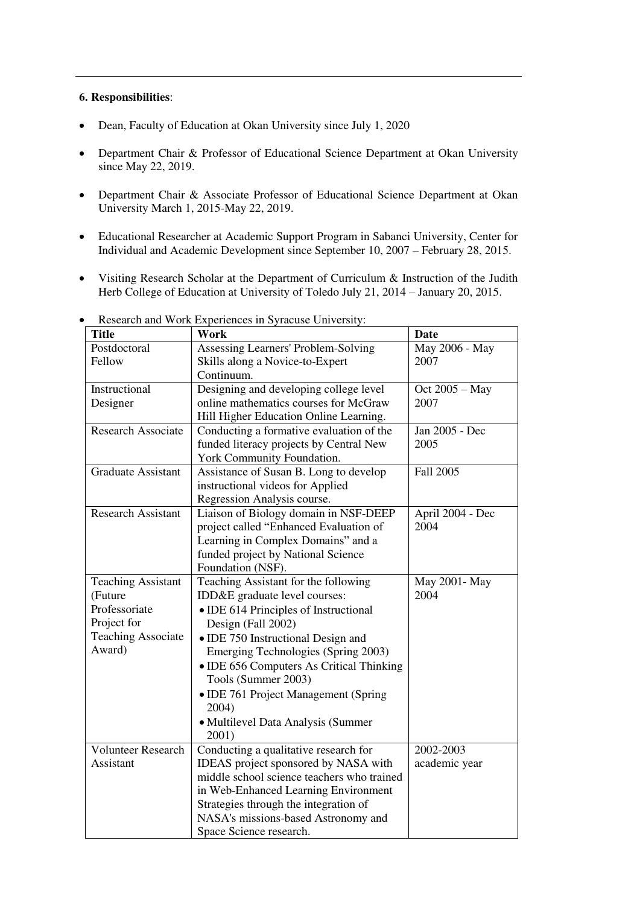**6. Responsibilities**:

- Dean, Faculty of Education at Okan University since July 1, 2020
- Department Chair & Professor of Educational Science Department at Okan University since May 22, 2019.
- Department Chair & Associate Professor of Educational Science Department at Okan University March 1, 2015-May 22, 2019.
- Educational Researcher at Academic Support Program in Sabanci University, Center for Individual and Academic Development since September 10, 2007 – February 28, 2015.
- Visiting Research Scholar at the Department of Curriculum & Instruction of the Judith Herb College of Education at University of Toledo July 21, 2014 – January 20, 2015.
- Research and Work Experiences in Syracuse University:

| Title | Work | Date |
|---|---|---|
| Postdoctoral Fellow | Assessing Learners' Problem-Solving Skills along a Novice-to-Expert Continuum. | May 2006 - May 2007 |
| Instructional Designer | Designing and developing college level online mathematics courses for McGraw Hill Higher Education Online Learning. | Oct 2005 – May 2007 |
| Research Associate | Conducting a formative evaluation of the funded literacy projects by Central New York Community Foundation. | Jan 2005 - Dec 2005 |
| Graduate Assistant | Assistance of Susan B. Long to develop instructional videos for Applied Regression Analysis course. | Fall 2005 |
| Research Assistant | Liaison of Biology domain in NSF-DEEP project called "Enhanced Evaluation of Learning in Complex Domains" and a funded project by National Science Foundation (NSF). | April 2004 - Dec 2004 |
| Teaching Assistant (Future Professoriate Project for Teaching Associate Award) | Teaching Assistant for the following IDD&E graduate level courses: • IDE 614 Principles of Instructional Design (Fall 2002) • IDE 750 Instructional Design and Emerging Technologies (Spring 2003) • IDE 656 Computers As Critical Thinking Tools (Summer 2003) • IDE 761 Project Management (Spring 2004) • Multilevel Data Analysis (Summer 2001) | May 2001- May 2004 |
| Volunteer Research Assistant | Conducting a qualitative research for IDEAS project sponsored by NASA with middle school science teachers who trained in Web-Enhanced Learning Environment Strategies through the integration of NASA's missions-based Astronomy and Space Science research. | 2002-2003 academic year |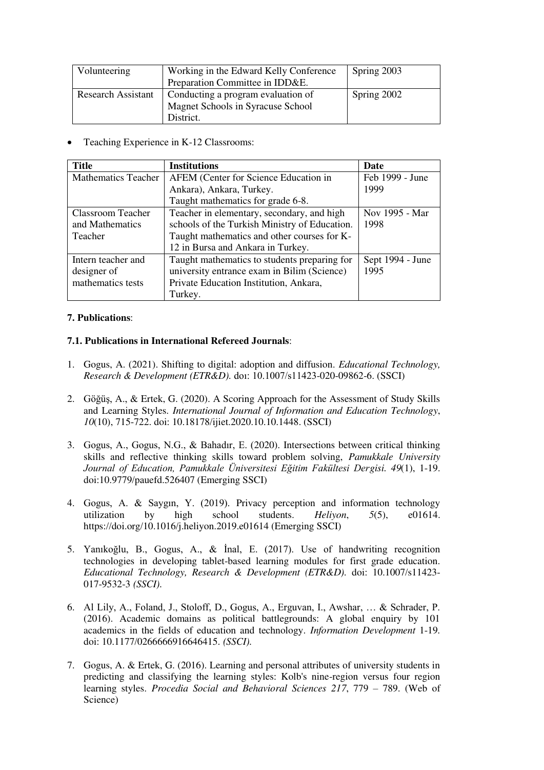| Volunteering | Working in the Edward Kelly Conference Preparation Committee in IDD&E. | Spring 2003 |
|---|---|---|
| Research Assistant | Conducting a program evaluation of Magnet Schools in Syracuse School District. | Spring 2002 |

- Teaching Experience in K-12 Classrooms:

| **Title** | **Institutions** | **Date** |
|---|---|---|
| Mathematics Teacher | AFEM (Center for Science Education in Ankara), Ankara, Turkey. Taught mathematics for grade 6-8. | Feb 1999 - June 1999 |
| Classroom Teacher and Mathematics Teacher | Teacher in elementary, secondary, and high schools of the Turkish Ministry of Education. Taught mathematics and other courses for K-12 in Bursa and Ankara in Turkey. | Nov 1995 - Mar 1998 |
| Intern teacher and designer of mathematics tests | Taught mathematics to students preparing for university entrance exam in Bilim (Science) Private Education Institution, Ankara, Turkey. | Sept 1994 - June 1995 |

**7. Publications**:

**7.1. Publications in International Refereed Journals**:

1. Gogus, A. (2021). Shifting to digital: adoption and diffusion. *Educational Technology, Research & Development (ETR&D).* doı: 10.1007/s11423-020-09862-6. (SSCI)

2. Göğüş, A., & Ertek, G. (2020). A Scoring Approach for the Assessment of Study Skills and Learning Styles. *International Journal of Information and Education Technology*, *10*(10), 715-722. doi: 10.18178/ijiet.2020.10.10.1448. (SSCI)

3. Gogus, A., Gogus, N.G., & Bahadır, E. (2020). Intersections between critical thinking skills and reflective thinking skills toward problem solving, *Pamukkale University Journal of Education, Pamukkale Üniversitesi Eğitim Fakültesi Dergisi. 49*(1), 1-19. doi:10.9779/pauefd.526407 (Emerging SSCI)

4. Gogus, A. & Saygın, Y. (2019). Privacy perception and information technology utilization by high school students. *Heliyon*, *5*(5), e01614. https://doi.org/10.1016/j.heliyon.2019.e01614 (Emerging SSCI)

5. Yanıkoğlu, B., Gogus, A., & İnal, E. (2017). Use of handwriting recognition technologies in developing tablet-based learning modules for first grade education. *Educational Technology, Research & Development (ETR&D).* doi: 10.1007/s11423-017-9532-3 *(SSCI).*

6. Al Lily, A., Foland, J., Stoloff, D., Gogus, A., Erguvan, I., Awshar, … & Schrader, P. (2016). Academic domains as political battlegrounds: A global enquiry by 101 academics in the fields of education and technology. *Information Development* 1-19. doi: 10.1177/0266666916646415. *(SSCI).*

7. Gogus, A. & Ertek, G. (2016). Learning and personal attributes of university students in predicting and classifying the learning styles: Kolb's nine-region versus four region learning styles. *Procedia Social and Behavioral Sciences 217*, 779 – 789. (Web of Science)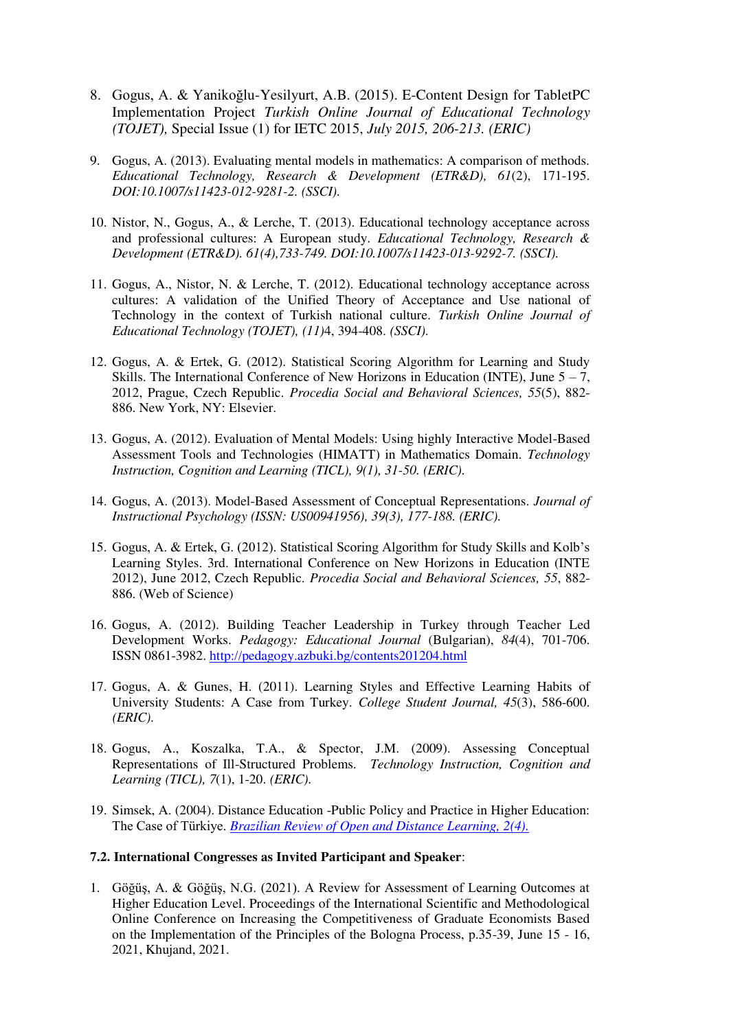8. Gogus, A. & Yanikoğlu-Yesilyurt, A.B. (2015). E-Content Design for TabletPC Implementation Project *Turkish Online Journal of Educational Technology (TOJET),* Special Issue (1) for IETC 2015, *July 2015, 206-213. (ERIC)*

9. Gogus, A. (2013). Evaluating mental models in mathematics: A comparison of methods. *Educational Technology, Research & Development (ETR&D), 61*(2), 171-195. *DOI:10.1007/s11423-012-9281-2. (SSCI).*

10. Nistor, N., Gogus, A., & Lerche, T. (2013). Educational technology acceptance across and professional cultures: A European study. *Educational Technology, Research & Development (ETR&D). 61(4),733-749. DOI:10.1007/s11423-013-9292-7. (SSCI).*

11. Gogus, A., Nistor, N. & Lerche, T. (2012). Educational technology acceptance across cultures: A validation of the Unified Theory of Acceptance and Use national of Technology in the context of Turkish national culture. *Turkish Online Journal of Educational Technology (TOJET), (11)*4, 394-408. *(SSCI).*

12. Gogus, A. & Ertek, G. (2012). Statistical Scoring Algorithm for Learning and Study Skills. The International Conference of New Horizons in Education (INTE), June 5 – 7, 2012, Prague, Czech Republic. *Procedia Social and Behavioral Sciences, 55*(5), 882-886. New York, NY: Elsevier.

13. Gogus, A. (2012). Evaluation of Mental Models: Using highly Interactive Model-Based Assessment Tools and Technologies (HIMATT) in Mathematics Domain. *Technology Instruction, Cognition and Learning (TICL), 9(1), 31-50. (ERIC).*

14. Gogus, A. (2013). Model-Based Assessment of Conceptual Representations. *Journal of Instructional Psychology (ISSN: US00941956), 39(3), 177-188. (ERIC).*

15. Gogus, A. & Ertek, G. (2012). Statistical Scoring Algorithm for Study Skills and Kolb's Learning Styles. 3rd. International Conference on New Horizons in Education (INTE 2012), June 2012, Czech Republic. *Procedia Social and Behavioral Sciences, 55*, 882-886. (Web of Science)

16. Gogus, A. (2012). Building Teacher Leadership in Turkey through Teacher Led Development Works. *Pedagogy: Educational Journal* (Bulgarian), *84*(4), 701-706. ISSN 0861-3982. [http://pedagogy.azbuki.bg/contents201204.html](http://pedagogy.azbuki.bg/contents201204.html)

17. Gogus, A. & Gunes, H. (2011). Learning Styles and Effective Learning Habits of University Students: A Case from Turkey. *College Student Journal, 45*(3), 586-600. *(ERIC).*

18. Gogus, A., Koszalka, T.A., & Spector, J.M. (2009). Assessing Conceptual Representations of Ill-Structured Problems. *Technology Instruction, Cognition and Learning (TICL), 7*(1), 1-20. *(ERIC).*

19. Simsek, A. (2004). Distance Education -Public Policy and Practice in Higher Education: The Case of Türkiye. *Brazilian Review of Open and Distance Learning, 2(4).*

**7.2. International Congresses as Invited Participant and Speaker**:

1. Göğüş, A. & Göğüş, N.G. (2021). A Review for Assessment of Learning Outcomes at Higher Education Level. Proceedings of the International Scientific and Methodological Online Conference on Increasing the Competitiveness of Graduate Economists Based on the Implementation of the Principles of the Bologna Process, p.35-39, June 15 - 16, 2021, Khujand, 2021.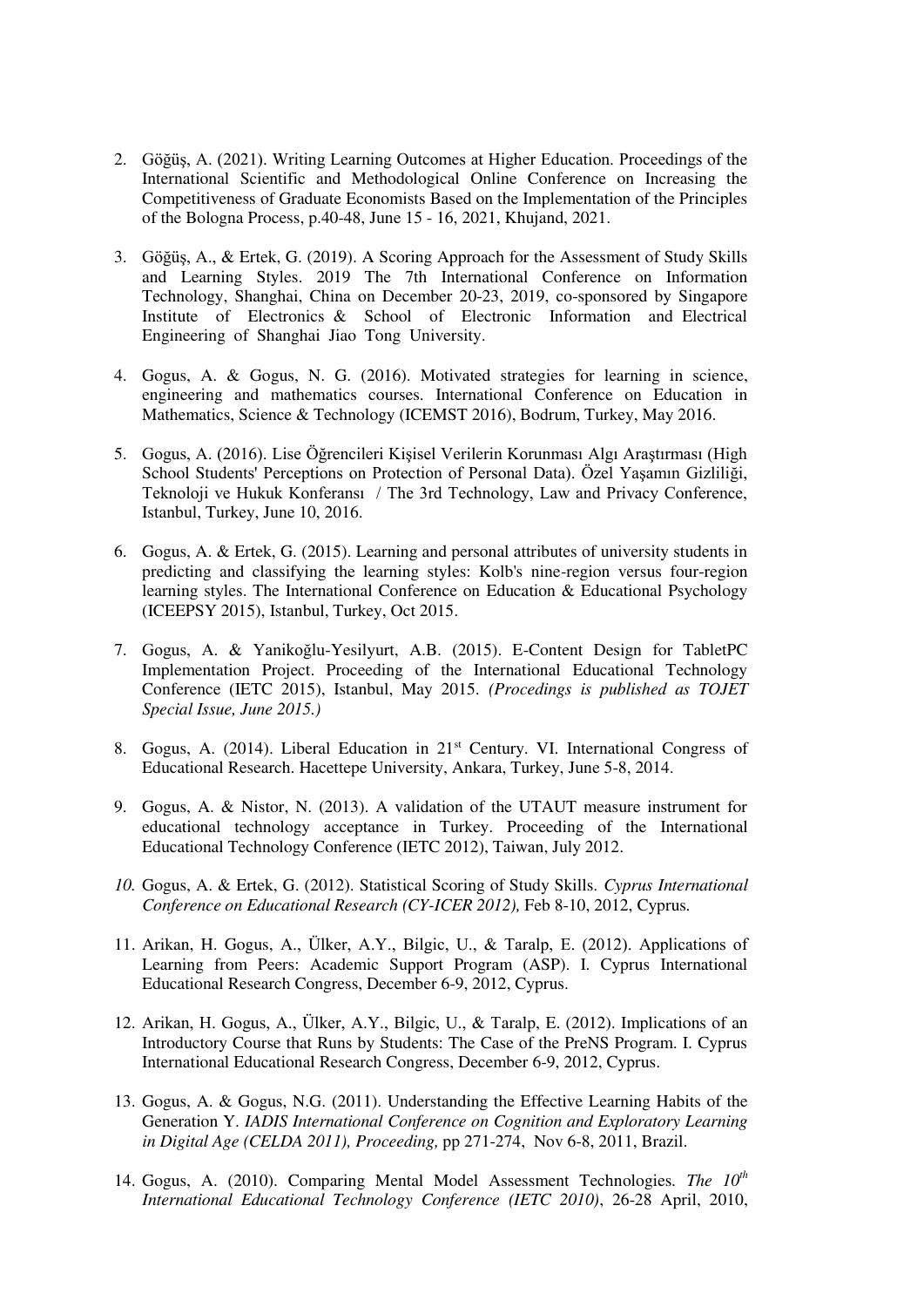2. Göğüş, A. (2021). Writing Learning Outcomes at Higher Education. Proceedings of the International Scientific and Methodological Online Conference on Increasing the Competitiveness of Graduate Economists Based on the Implementation of the Principles of the Bologna Process, p.40-48, June 15 - 16, 2021, Khujand, 2021.

3. Göğüş, A., & Ertek, G. (2019). A Scoring Approach for the Assessment of Study Skills and Learning Styles. 2019 The 7th International Conference on Information Technology, Shanghai, China on December 20-23, 2019, co-sponsored by Singapore Institute of Electronics & School of Electronic Information and Electrical Engineering of Shanghai Jiao Tong University.

4. Gogus, A. & Gogus, N. G. (2016). Motivated strategies for learning in science, engineering and mathematics courses. International Conference on Education in Mathematics, Science & Technology (ICEMST 2016), Bodrum, Turkey, May 2016.

5. Gogus, A. (2016). Lise Öğrencileri Kişisel Verilerin Korunması Algı Araştırması (High School Students' Perceptions on Protection of Personal Data). Özel Yaşamın Gizliliği, Teknoloji ve Hukuk Konferansı / The 3rd Technology, Law and Privacy Conference, Istanbul, Turkey, June 10, 2016.

6. Gogus, A. & Ertek, G. (2015). Learning and personal attributes of university students in predicting and classifying the learning styles: Kolb's nine-region versus four-region learning styles. The International Conference on Education & Educational Psychology (ICEEPSY 2015), Istanbul, Turkey, Oct 2015.

7. Gogus, A. & Yanikoğlu-Yesilyurt, A.B. (2015). E-Content Design for TabletPC Implementation Project. Proceeding of the International Educational Technology Conference (IETC 2015), Istanbul, May 2015. *(Procedings is published as TOJET Special Issue, June 2015.)*

8. Gogus, A. (2014). Liberal Education in 21st Century. VI. International Congress of Educational Research. Hacettepe University, Ankara, Turkey, June 5-8, 2014.

9. Gogus, A. & Nistor, N. (2013). A validation of the UTAUT measure instrument for educational technology acceptance in Turkey. Proceeding of the International Educational Technology Conference (IETC 2012), Taiwan, July 2012.

10. Gogus, A. & Ertek, G. (2012). Statistical Scoring of Study Skills. *Cyprus International Conference on Educational Research (CY-ICER 2012),* Feb 8-10, 2012, Cyprus.

11. Arikan, H. Gogus, A., Ülker, A.Y., Bilgic, U., & Taralp, E. (2012). Applications of Learning from Peers: Academic Support Program (ASP). I. Cyprus International Educational Research Congress, December 6-9, 2012, Cyprus.

12. Arikan, H. Gogus, A., Ülker, A.Y., Bilgic, U., & Taralp, E. (2012). Implications of an Introductory Course that Runs by Students: The Case of the PreNS Program. I. Cyprus International Educational Research Congress, December 6-9, 2012, Cyprus.

13. Gogus, A. & Gogus, N.G. (2011). Understanding the Effective Learning Habits of the Generation Y. *IADIS International Conference on Cognition and Exploratory Learning in Digital Age (CELDA 2011), Proceeding,* pp 271-274, Nov 6-8, 2011, Brazil.

14. Gogus, A. (2010). Comparing Mental Model Assessment Technologies. *The 10th International Educational Technology Conference (IETC 2010)*, 26-28 April, 2010,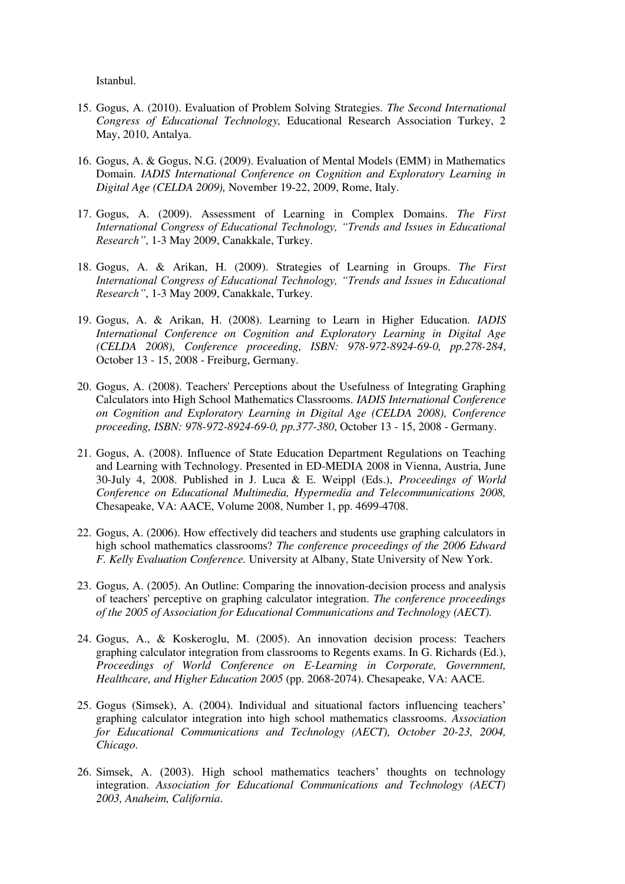Istanbul.

15. Gogus, A. (2010). Evaluation of Problem Solving Strategies. *The Second International Congress of Educational Technology,* Educational Research Association Turkey, 2 May, 2010, Antalya.

16. Gogus, A. & Gogus, N.G. (2009). Evaluation of Mental Models (EMM) in Mathematics Domain. *IADIS International Conference on Cognition and Exploratory Learning in Digital Age (CELDA 2009),* November 19-22, 2009, Rome, Italy.

17. Gogus, A. (2009). Assessment of Learning in Complex Domains. *The First International Congress of Educational Technology, "Trends and Issues in Educational Research"*, 1-3 May 2009, Canakkale, Turkey.

18. Gogus, A. & Arikan, H. (2009). Strategies of Learning in Groups. *The First International Congress of Educational Technology, "Trends and Issues in Educational Research"*, 1-3 May 2009, Canakkale, Turkey.

19. Gogus, A. & Arikan, H. (2008). Learning to Learn in Higher Education. *IADIS International Conference on Cognition and Exploratory Learning in Digital Age (CELDA 2008), Conference proceeding, ISBN: 978-972-8924-69-0, pp.278-284*, October 13 - 15, 2008 - Freiburg, Germany.

20. Gogus, A. (2008). Teachers' Perceptions about the Usefulness of Integrating Graphing Calculators into High School Mathematics Classrooms. *IADIS International Conference on Cognition and Exploratory Learning in Digital Age (CELDA 2008), Conference proceeding, ISBN: 978-972-8924-69-0, pp.377-380*, October 13 - 15, 2008 - Germany.

21. Gogus, A. (2008). Influence of State Education Department Regulations on Teaching and Learning with Technology. Presented in ED-MEDIA 2008 in Vienna, Austria, June 30-July 4, 2008. Published in J. Luca & E. Weippl (Eds.), *Proceedings of World Conference on Educational Multimedia, Hypermedia and Telecommunications 2008,* Chesapeake, VA: AACE, Volume 2008, Number 1, pp. 4699-4708.

22. Gogus, A. (2006). How effectively did teachers and students use graphing calculators in high school mathematics classrooms? *The conference proceedings of the 2006 Edward F. Kelly Evaluation Conference.* University at Albany, State University of New York.

23. Gogus, A. (2005). An Outline: Comparing the innovation-decision process and analysis of teachers' perceptive on graphing calculator integration. *The conference proceedings of the 2005 of Association for Educational Communications and Technology (AECT).*

24. Gogus, A., & Koskeroglu, M. (2005). An innovation decision process: Teachers graphing calculator integration from classrooms to Regents exams. In G. Richards (Ed.), *Proceedings of World Conference on E-Learning in Corporate, Government, Healthcare, and Higher Education 2005* (pp. 2068-2074). Chesapeake, VA: AACE.

25. Gogus (Simsek), A. (2004). Individual and situational factors influencing teachers' graphing calculator integration into high school mathematics classrooms. *Association for Educational Communications and Technology (AECT), October 20-23, 2004, Chicago.*

26. Simsek, A. (2003). High school mathematics teachers' thoughts on technology integration. *Association for Educational Communications and Technology (AECT) 2003, Anaheim, California.*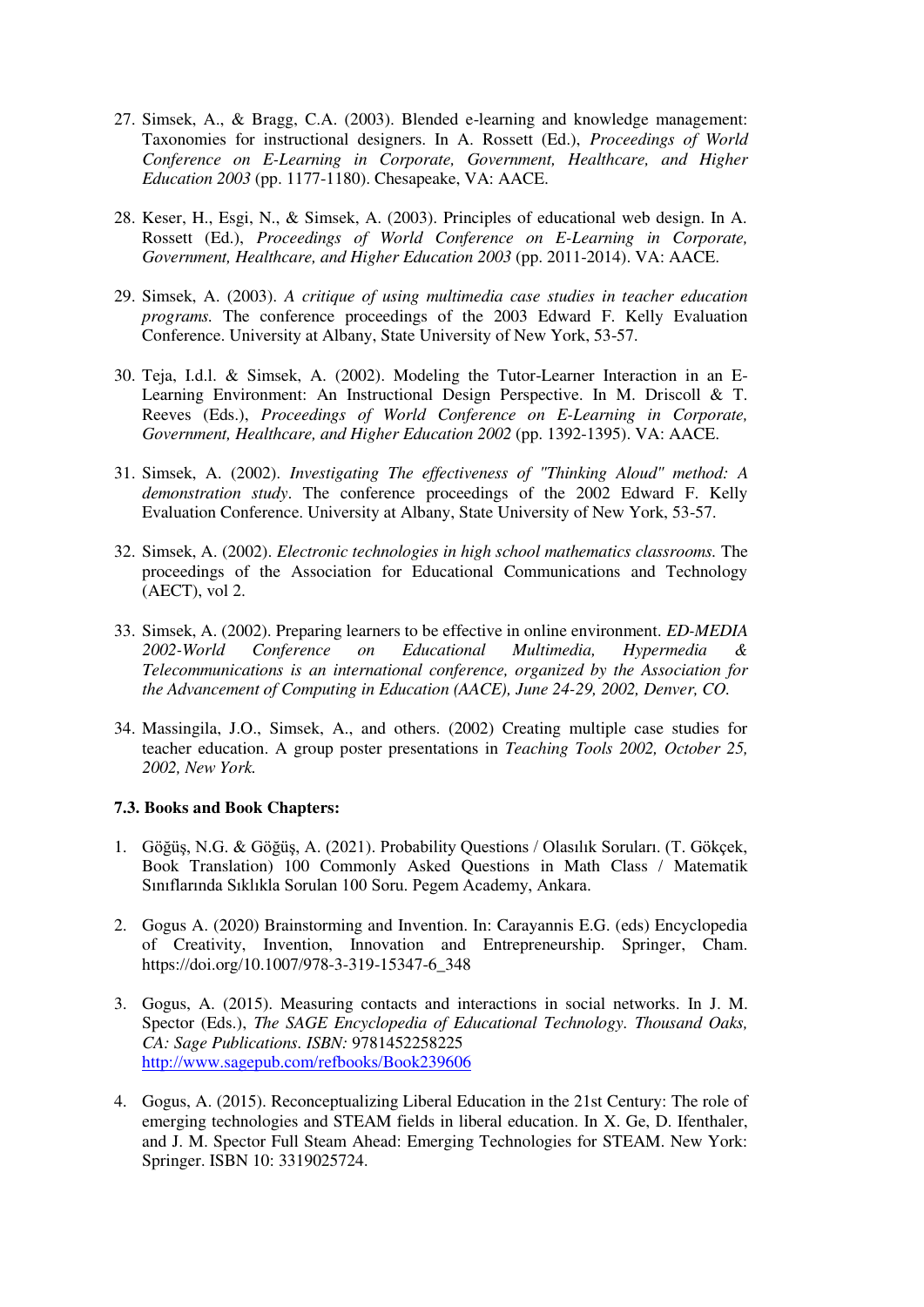27. Simsek, A., & Bragg, C.A. (2003). Blended e-learning and knowledge management: Taxonomies for instructional designers. In A. Rossett (Ed.), *Proceedings of World Conference on E-Learning in Corporate, Government, Healthcare, and Higher Education 2003* (pp. 1177-1180). Chesapeake, VA: AACE.

28. Keser, H., Esgi, N., & Simsek, A. (2003). Principles of educational web design. In A. Rossett (Ed.), *Proceedings of World Conference on E-Learning in Corporate, Government, Healthcare, and Higher Education 2003* (pp. 2011-2014). VA: AACE.

29. Simsek, A. (2003). *A critique of using multimedia case studies in teacher education programs.* The conference proceedings of the 2003 Edward F. Kelly Evaluation Conference. University at Albany, State University of New York, 53-57.

30. Teja, I.d.l. & Simsek, A. (2002). Modeling the Tutor-Learner Interaction in an E-Learning Environment: An Instructional Design Perspective. In M. Driscoll & T. Reeves (Eds.), *Proceedings of World Conference on E-Learning in Corporate, Government, Healthcare, and Higher Education 2002* (pp. 1392-1395). VA: AACE.

31. Simsek, A. (2002). *Investigating The effectiveness of "Thinking Aloud" method: A demonstration study*. The conference proceedings of the 2002 Edward F. Kelly Evaluation Conference. University at Albany, State University of New York, 53-57.

32. Simsek, A. (2002). *Electronic technologies in high school mathematics classrooms.* The proceedings of the Association for Educational Communications and Technology (AECT), vol 2.

33. Simsek, A. (2002). Preparing learners to be effective in online environment. *ED-MEDIA 2002-World Conference on Educational Multimedia, Hypermedia & Telecommunications is an international conference, organized by the Association for the Advancement of Computing in Education (AACE), June 24-29, 2002, Denver, CO.*

34. Massingila, J.O., Simsek, A., and others. (2002) Creating multiple case studies for teacher education. A group poster presentations in *Teaching Tools 2002, October 25, 2002, New York.*

**7.3. Books and Book Chapters:**

1. Göğüş, N.G. & Göğüş, A. (2021). Probability Questions / Olasılık Soruları. (T. Gökçek, Book Translation) 100 Commonly Asked Questions in Math Class / Matematik Sınıflarında Sıklıkla Sorulan 100 Soru. Pegem Academy, Ankara.

2. Gogus A. (2020) Brainstorming and Invention. In: Carayannis E.G. (eds) Encyclopedia of Creativity, Invention, Innovation and Entrepreneurship. Springer, Cham. https://doi.org/10.1007/978-3-319-15347-6_348

3. Gogus, A. (2015). Measuring contacts and interactions in social networks. In J. M. Spector (Eds.), *The SAGE Encyclopedia of Educational Technology. Thousand Oaks, CA: Sage Publications. ISBN:* 9781452258225 http://www.sagepub.com/refbooks/Book239606

4. Gogus, A. (2015). Reconceptualizing Liberal Education in the 21st Century: The role of emerging technologies and STEAM fields in liberal education. In X. Ge, D. Ifenthaler, and J. M. Spector Full Steam Ahead: Emerging Technologies for STEAM. New York: Springer. ISBN 10: 3319025724.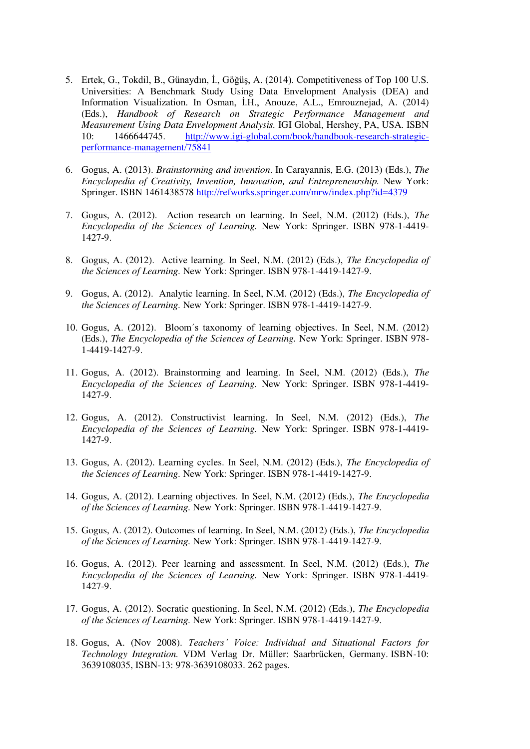5. Ertek, G., Tokdil, B., Günaydın, İ., Göğüş, A. (2014). Competitiveness of Top 100 U.S. Universities: A Benchmark Study Using Data Envelopment Analysis (DEA) and Information Visualization. In Osman, İ.H., Anouze, A.L., Emrouznejad, A. (2014) (Eds.), *Handbook of Research on Strategic Performance Management and Measurement Using Data Envelopment Analysis.* IGI Global, Hershey, PA, USA. ISBN 10: 1466644745. [http://www.igi-global.com/book/handbook-research-strategic-performance-management/75841](http://www.igi-global.com/book/handbook-research-strategic-performance-management/75841)

6. Gogus, A. (2013). *Brainstorming and invention*. In Carayannis, E.G. (2013) (Eds.), *The Encyclopedia of Creativity, Invention, Innovation, and Entrepreneurship.* New York: Springer. ISBN 1461438578 [http://refworks.springer.com/mrw/index.php?id=4379](http://refworks.springer.com/mrw/index.php?id=4379)

7. Gogus, A. (2012). Action research on learning. In Seel, N.M. (2012) (Eds.), *The Encyclopedia of the Sciences of Learning.* New York: Springer. ISBN 978-1-4419-1427-9.

8. Gogus, A. (2012). Active learning. In Seel, N.M. (2012) (Eds.), *The Encyclopedia of the Sciences of Learning.* New York: Springer. ISBN 978-1-4419-1427-9.

9. Gogus, A. (2012). Analytic learning. In Seel, N.M. (2012) (Eds.), *The Encyclopedia of the Sciences of Learning.* New York: Springer. ISBN 978-1-4419-1427-9.

10. Gogus, A. (2012). Bloom´s taxonomy of learning objectives. In Seel, N.M. (2012) (Eds.), *The Encyclopedia of the Sciences of Learning.* New York: Springer. ISBN 978-1-4419-1427-9.

11. Gogus, A. (2012). Brainstorming and learning. In Seel, N.M. (2012) (Eds.), *The Encyclopedia of the Sciences of Learning.* New York: Springer. ISBN 978-1-4419-1427-9.

12. Gogus, A. (2012). Constructivist learning. In Seel, N.M. (2012) (Eds.), *The Encyclopedia of the Sciences of Learning.* New York: Springer. ISBN 978-1-4419-1427-9.

13. Gogus, A. (2012). Learning cycles. In Seel, N.M. (2012) (Eds.), *The Encyclopedia of the Sciences of Learning.* New York: Springer. ISBN 978-1-4419-1427-9.

14. Gogus, A. (2012). Learning objectives. In Seel, N.M. (2012) (Eds.), *The Encyclopedia of the Sciences of Learning.* New York: Springer. ISBN 978-1-4419-1427-9.

15. Gogus, A. (2012). Outcomes of learning. In Seel, N.M. (2012) (Eds.), *The Encyclopedia of the Sciences of Learning.* New York: Springer. ISBN 978-1-4419-1427-9.

16. Gogus, A. (2012). Peer learning and assessment. In Seel, N.M. (2012) (Eds.), *The Encyclopedia of the Sciences of Learning.* New York: Springer. ISBN 978-1-4419-1427-9.

17. Gogus, A. (2012). Socratic questioning. In Seel, N.M. (2012) (Eds.), *The Encyclopedia of the Sciences of Learning.* New York: Springer. ISBN 978-1-4419-1427-9.

18. Gogus, A. (Nov 2008). *Teachers' Voice: Individual and Situational Factors for Technology Integration.* VDM Verlag Dr. Müller: Saarbrücken, Germany. ISBN-10: 3639108035, ISBN-13: 978-3639108033. 262 pages.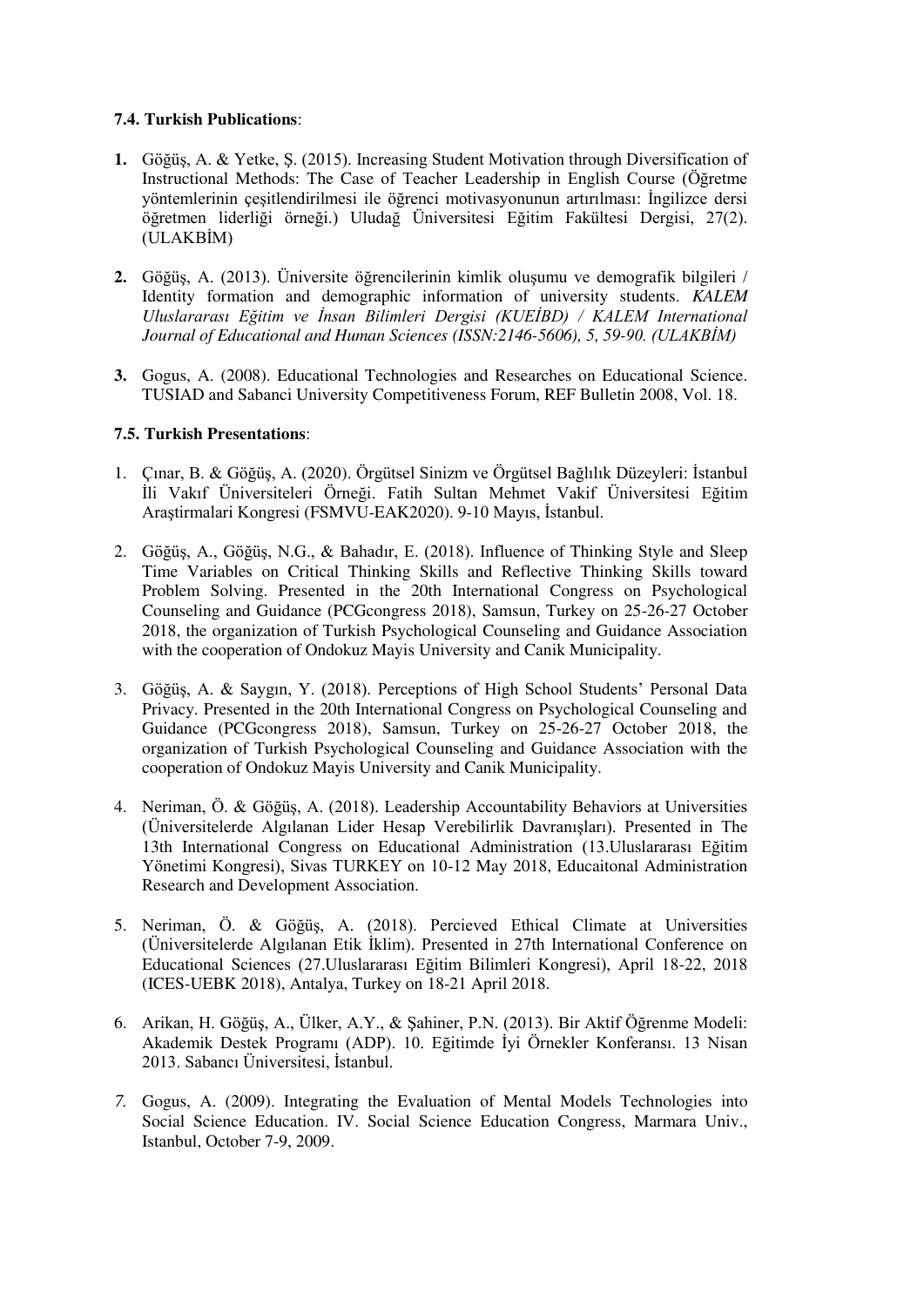**7.4. Turkish Publications**:

1. Göğüş, A. & Yetke, Ş. (2015). Increasing Student Motivation through Diversification of Instructional Methods: The Case of Teacher Leadership in English Course (Öğretme yöntemlerinin çeşitlendirilmesi ile öğrenci motivasyonunun artırılması: İngilizce dersi öğretmen liderliği örneği.) Uludağ Üniversitesi Eğitim Fakültesi Dergisi, 27(2). (ULAKBİM)

2. Göğüş, A. (2013). Üniversite öğrencilerinin kimlik oluşumu ve demografik bilgileri / Identity formation and demographic information of university students. *KALEM Uluslararası Eğitim ve İnsan Bilimleri Dergisi (KUEİBD) / KALEM International Journal of Educational and Human Sciences (ISSN:2146-5606), 5, 59-90. (ULAKBİM)*

3. Gogus, A. (2008). Educational Technologies and Researches on Educational Science. TUSIAD and Sabanci University Competitiveness Forum, REF Bulletin 2008, Vol. 18.

**7.5. Turkish Presentations**:

1. Çınar, B. & Göğüş, A. (2020). Örgütsel Sinizm ve Örgütsel Bağlılık Düzeyleri: İstanbul İli Vakıf Üniversiteleri Örneği. Fatih Sultan Mehmet Vakif Üniversitesi Eğitim Araştirmalari Kongresi (FSMVU-EAK2020). 9-10 Mayıs, İstanbul.

2. Göğüş, A., Göğüş, N.G., & Bahadır, E. (2018). Influence of Thinking Style and Sleep Time Variables on Critical Thinking Skills and Reflective Thinking Skills toward Problem Solving. Presented in the 20th International Congress on Psychological Counseling and Guidance (PCGcongress 2018), Samsun, Turkey on 25-26-27 October 2018, the organization of Turkish Psychological Counseling and Guidance Association with the cooperation of Ondokuz Mayis University and Canik Municipality.

3. Göğüş, A. & Saygın, Y. (2018). Perceptions of High School Students' Personal Data Privacy. Presented in the 20th International Congress on Psychological Counseling and Guidance (PCGcongress 2018), Samsun, Turkey on 25-26-27 October 2018, the organization of Turkish Psychological Counseling and Guidance Association with the cooperation of Ondokuz Mayis University and Canik Municipality.

4. Neriman, Ö. & Göğüş, A. (2018). Leadership Accountability Behaviors at Universities (Üniversitelerde Algılanan Lider Hesap Verebilirlik Davranışları). Presented in The 13th International Congress on Educational Administration (13.Uluslararası Eğitim Yönetimi Kongresi), Sivas TURKEY on 10-12 May 2018, Educaitonal Administration Research and Development Association.

5. Neriman, Ö. & Göğüş, A. (2018). Percieved Ethical Climate at Universities (Üniversitelerde Algılanan Etik İklim). Presented in 27th International Conference on Educational Sciences (27.Uluslararası Eğitim Bilimleri Kongresi), April 18-22, 2018 (ICES-UEBK 2018), Antalya, Turkey on 18-21 April 2018.

6. Arikan, H. Göğüş, A., Ülker, A.Y., & Şahiner, P.N. (2013). Bir Aktif Öğrenme Modeli: Akademik Destek Programı (ADP). 10. Eğitimde İyi Örnekler Konferansı. 13 Nisan 2013. Sabancı Üniversitesi, İstanbul.

7. Gogus, A. (2009). Integrating the Evaluation of Mental Models Technologies into Social Science Education. IV. Social Science Education Congress, Marmara Univ., Istanbul, October 7-9, 2009.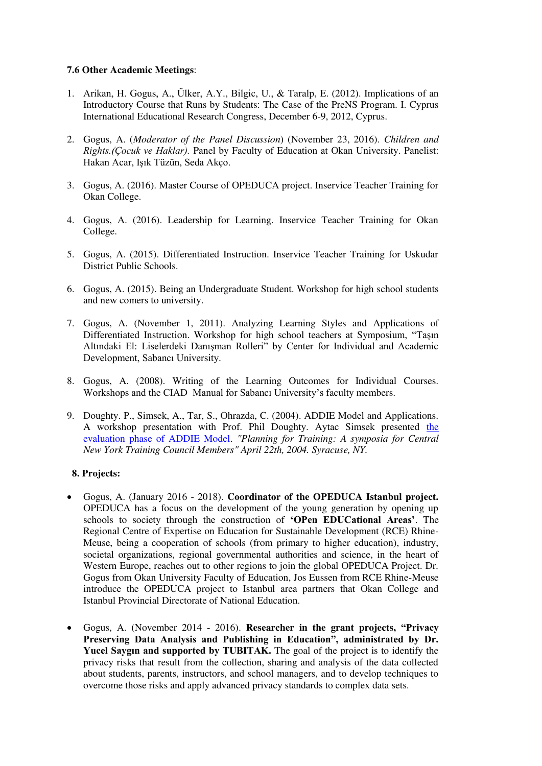### 7.6 Other Academic Meetings:

1. Arikan, H. Gogus, A., Ülker, A.Y., Bilgic, U., & Taralp, E. (2012). Implications of an Introductory Course that Runs by Students: The Case of the PreNS Program. I. Cyprus International Educational Research Congress, December 6-9, 2012, Cyprus.

2. Gogus, A. (*Moderator of the Panel Discussion*) (November 23, 2016). *Children and Rights.(Çocuk ve Haklar).* Panel by Faculty of Education at Okan University. Panelist: Hakan Acar, Işık Tüzün, Seda Akço.

3. Gogus, A. (2016). Master Course of OPEDUCA project. Inservice Teacher Training for Okan College.

4. Gogus, A. (2016). Leadership for Learning. Inservice Teacher Training for Okan College.

5. Gogus, A. (2015). Differentiated Instruction. Inservice Teacher Training for Uskudar District Public Schools.

6. Gogus, A. (2015). Being an Undergraduate Student. Workshop for high school students and new comers to university.

7. Gogus, A. (November 1, 2011). Analyzing Learning Styles and Applications of Differentiated Instruction. Workshop for high school teachers at Symposium, "Taşın Altındaki El: Liselerdeki Danışman Rolleri" by Center for Individual and Academic Development, Sabancı University.

8. Gogus, A. (2008). Writing of the Learning Outcomes for Individual Courses. Workshops and the CIAD Manual for Sabancı University's faculty members.

9. Doughty. P., Simsek, A., Tar, S., Ohrazda, C. (2004). ADDIE Model and Applications. A workshop presentation with Prof. Phil Doughty. Aytac Simsek presented the evaluation phase of ADDIE Model. *"Planning for Training: A symposia for Central New York Training Council Members" April 22th, 2004. Syracuse, NY.*

### 8. Projects:

- Gogus, A. (January 2016 - 2018). **Coordinator of the OPEDUCA Istanbul project.** OPEDUCA has a focus on the development of the young generation by opening up schools to society through the construction of **'OPen EDUCational Areas'**. The Regional Centre of Expertise on Education for Sustainable Development (RCE) Rhine-Meuse, being a cooperation of schools (from primary to higher education), industry, societal organizations, regional governmental authorities and science, in the heart of Western Europe, reaches out to other regions to join the global OPEDUCA Project. Dr. Gogus from Okan University Faculty of Education, Jos Eussen from RCE Rhine-Meuse introduce the OPEDUCA project to Istanbul area partners that Okan College and Istanbul Provincial Directorate of National Education.

- Gogus, A. (November 2014 - 2016). **Researcher in the grant projects, "Privacy Preserving Data Analysis and Publishing in Education", administrated by Dr. Yucel Saygın and supported by TUBITAK.** The goal of the project is to identify the privacy risks that result from the collection, sharing and analysis of the data collected about students, parents, instructors, and school managers, and to develop techniques to overcome those risks and apply advanced privacy standards to complex data sets.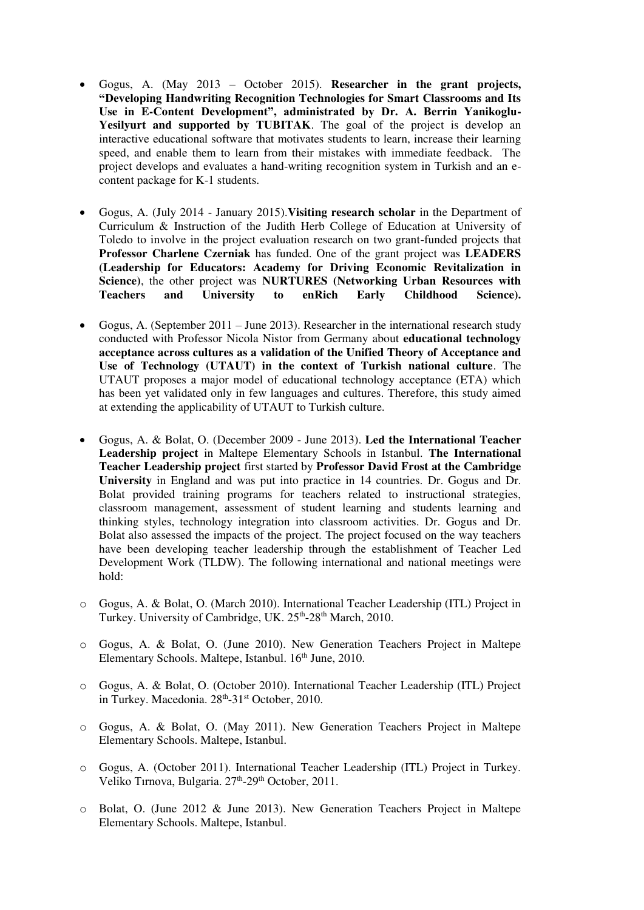- Gogus, A. (May 2013 – October 2015). **Researcher in the grant projects, "Developing Handwriting Recognition Technologies for Smart Classrooms and Its Use in E-Content Development", administrated by Dr. A. Berrin Yanikoglu-Yesilyurt and supported by TUBITAK**. The goal of the project is develop an interactive educational software that motivates students to learn, increase their learning speed, and enable them to learn from their mistakes with immediate feedback. The project develops and evaluates a hand-writing recognition system in Turkish and an e-content package for K-1 students.

- Gogus, A. (July 2014 - January 2015).**Visiting research scholar** in the Department of Curriculum & Instruction of the Judith Herb College of Education at University of Toledo to involve in the project evaluation research on two grant-funded projects that **Professor Charlene Czerniak** has funded. One of the grant project was **LEADERS (Leadership for Educators: Academy for Driving Economic Revitalization in Science)**, the other project was **NURTURES (Networking Urban Resources with Teachers and University to enRich Early Childhood Science).**

- Gogus, A. (September 2011 – June 2013). Researcher in the international research study conducted with Professor Nicola Nistor from Germany about **educational technology acceptance across cultures as a validation of the Unified Theory of Acceptance and Use of Technology (UTAUT) in the context of Turkish national culture**. The UTAUT proposes a major model of educational technology acceptance (ETA) which has been yet validated only in few languages and cultures. Therefore, this study aimed at extending the applicability of UTAUT to Turkish culture.

- Gogus, A. & Bolat, O. (December 2009 - June 2013). **Led the International Teacher Leadership project** in Maltepe Elementary Schools in Istanbul. **The International Teacher Leadership project** first started by **Professor David Frost at the Cambridge University** in England and was put into practice in 14 countries. Dr. Gogus and Dr. Bolat provided training programs for teachers related to instructional strategies, classroom management, assessment of student learning and students learning and thinking styles, technology integration into classroom activities. Dr. Gogus and Dr. Bolat also assessed the impacts of the project. The project focused on the way teachers have been developing teacher leadership through the establishment of Teacher Led Development Work (TLDW). The following international and national meetings were hold:

  - Gogus, A. & Bolat, O. (March 2010). International Teacher Leadership (ITL) Project in Turkey. University of Cambridge, UK. 25th-28th March, 2010.

  - Gogus, A. & Bolat, O. (June 2010). New Generation Teachers Project in Maltepe Elementary Schools. Maltepe, Istanbul. 16th June, 2010.

  - Gogus, A. & Bolat, O. (October 2010). International Teacher Leadership (ITL) Project in Turkey. Macedonia. 28th-31st October, 2010.

  - Gogus, A. & Bolat, O. (May 2011). New Generation Teachers Project in Maltepe Elementary Schools. Maltepe, Istanbul.

  - Gogus, A. (October 2011). International Teacher Leadership (ITL) Project in Turkey. Veliko Tırnova, Bulgaria. 27th-29th October, 2011.

  - Bolat, O. (June 2012 & June 2013). New Generation Teachers Project in Maltepe Elementary Schools. Maltepe, Istanbul.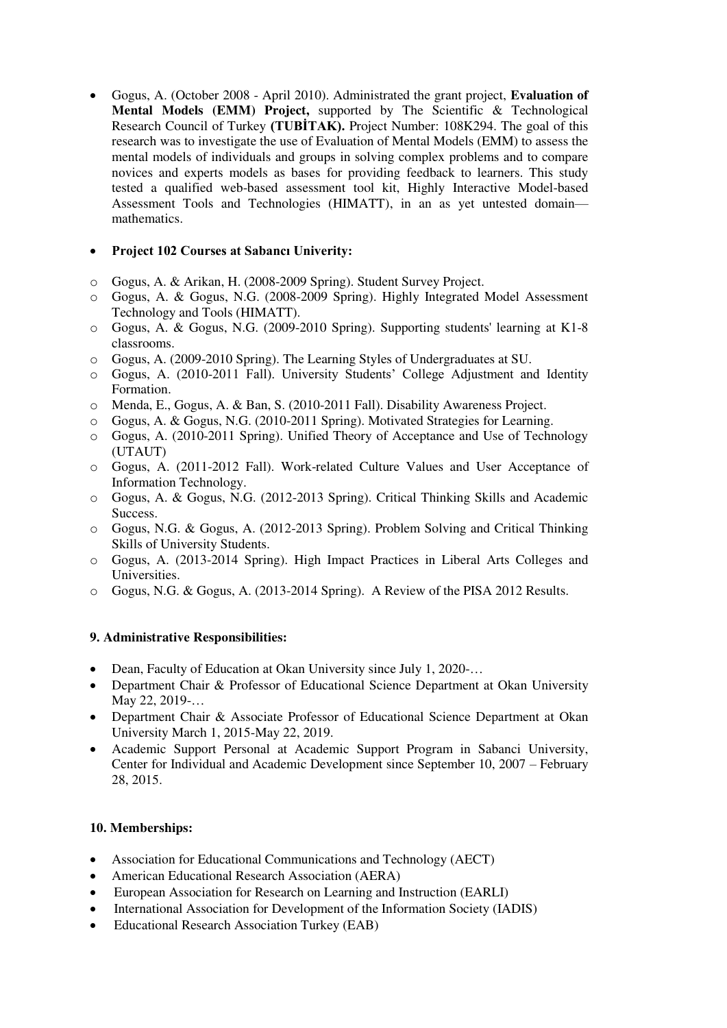- Gogus, A. (October 2008 - April 2010). Administrated the grant project, **Evaluation of Mental Models (EMM) Project,** supported by The Scientific & Technological Research Council of Turkey **(TUBİTAK).** Project Number: 108K294. The goal of this research was to investigate the use of Evaluation of Mental Models (EMM) to assess the mental models of individuals and groups in solving complex problems and to compare novices and experts models as bases for providing feedback to learners. This study tested a qualified web-based assessment tool kit, Highly Interactive Model-based Assessment Tools and Technologies (HIMATT), in an as yet untested domain—mathematics.

- **Project 102 Courses at Sabancı Univerity:**

  - Gogus, A. & Arikan, H. (2008-2009 Spring). Student Survey Project.
  - Gogus, A. & Gogus, N.G. (2008-2009 Spring). Highly Integrated Model Assessment Technology and Tools (HIMATT).
  - Gogus, A. & Gogus, N.G. (2009-2010 Spring). Supporting students' learning at K1-8 classrooms.
  - Gogus, A. (2009-2010 Spring). The Learning Styles of Undergraduates at SU.
  - Gogus, A. (2010-2011 Fall). University Students' College Adjustment and Identity Formation.
  - Menda, E., Gogus, A. & Ban, S. (2010-2011 Fall). Disability Awareness Project.
  - Gogus, A. & Gogus, N.G. (2010-2011 Spring). Motivated Strategies for Learning.
  - Gogus, A. (2010-2011 Spring). Unified Theory of Acceptance and Use of Technology (UTAUT)
  - Gogus, A. (2011-2012 Fall). Work-related Culture Values and User Acceptance of Information Technology.
  - Gogus, A. & Gogus, N.G. (2012-2013 Spring). Critical Thinking Skills and Academic Success.
  - Gogus, N.G. & Gogus, A. (2012-2013 Spring). Problem Solving and Critical Thinking Skills of University Students.
  - Gogus, A. (2013-2014 Spring). High Impact Practices in Liberal Arts Colleges and Universities.
  - Gogus, N.G. & Gogus, A. (2013-2014 Spring). A Review of the PISA 2012 Results.

**9. Administrative Responsibilities:**

- Dean, Faculty of Education at Okan University since July 1, 2020-…
- Department Chair & Professor of Educational Science Department at Okan University May 22, 2019-…
- Department Chair & Associate Professor of Educational Science Department at Okan University March 1, 2015-May 22, 2019.
- Academic Support Personal at Academic Support Program in Sabanci University, Center for Individual and Academic Development since September 10, 2007 – February 28, 2015.

**10. Memberships:**

- Association for Educational Communications and Technology (AECT)
- American Educational Research Association (AERA)
- European Association for Research on Learning and Instruction (EARLI)
- International Association for Development of the Information Society (IADIS)
- Educational Research Association Turkey (EAB)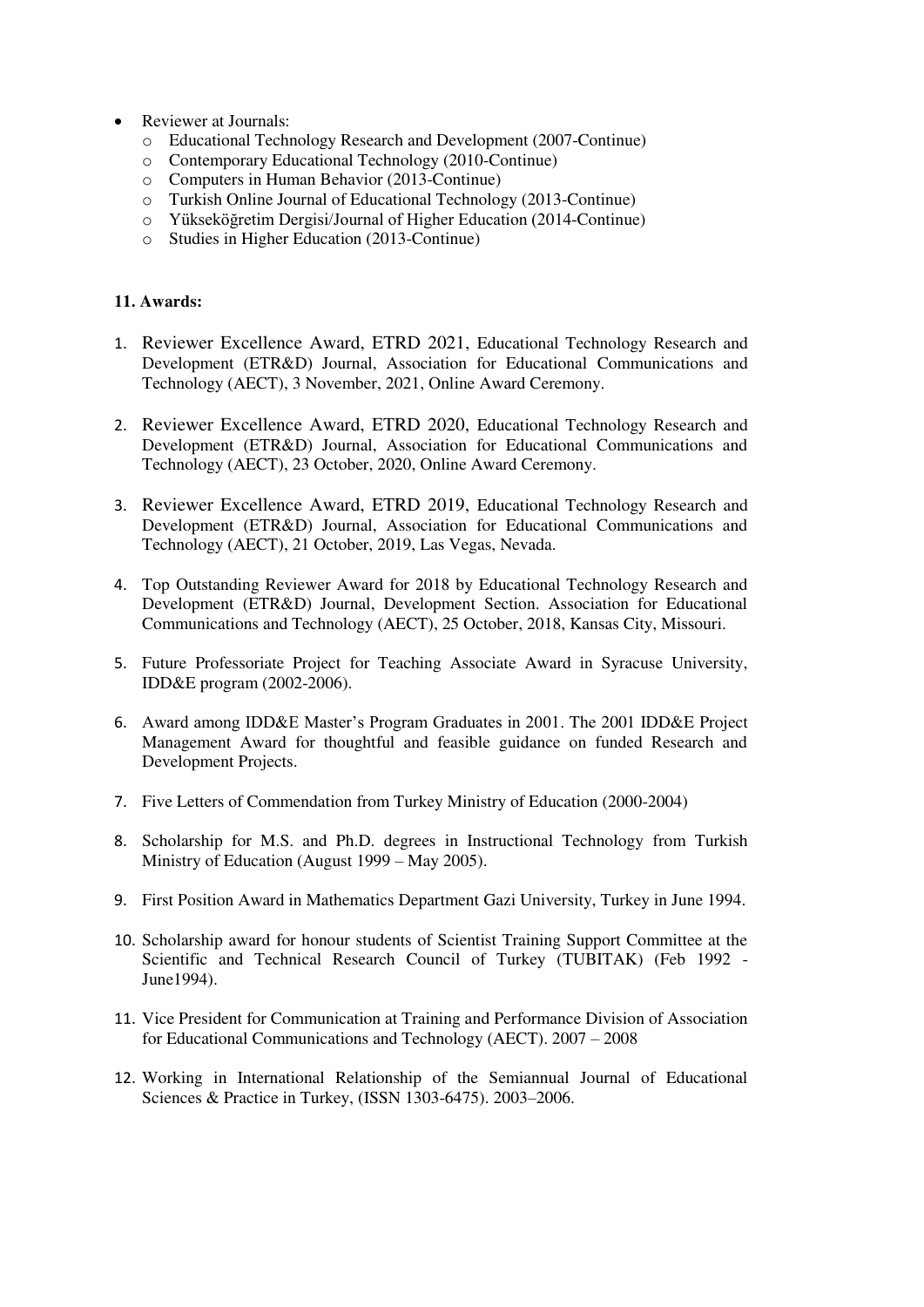- Reviewer at Journals:
  - Educational Technology Research and Development (2007-Continue)
  - Contemporary Educational Technology (2010-Continue)
  - Computers in Human Behavior (2013-Continue)
  - Turkish Online Journal of Educational Technology (2013-Continue)
  - Yükseköğretim Dergisi/Journal of Higher Education (2014-Continue)
  - Studies in Higher Education (2013-Continue)

**11. Awards:**

1. Reviewer Excellence Award, ETRD 2021, Educational Technology Research and Development (ETR&D) Journal, Association for Educational Communications and Technology (AECT), 3 November, 2021, Online Award Ceremony.

2. Reviewer Excellence Award, ETRD 2020, Educational Technology Research and Development (ETR&D) Journal, Association for Educational Communications and Technology (AECT), 23 October, 2020, Online Award Ceremony.

3. Reviewer Excellence Award, ETRD 2019, Educational Technology Research and Development (ETR&D) Journal, Association for Educational Communications and Technology (AECT), 21 October, 2019, Las Vegas, Nevada.

4. Top Outstanding Reviewer Award for 2018 by Educational Technology Research and Development (ETR&D) Journal, Development Section. Association for Educational Communications and Technology (AECT), 25 October, 2018, Kansas City, Missouri.

5. Future Professoriate Project for Teaching Associate Award in Syracuse University, IDD&E program (2002-2006).

6. Award among IDD&E Master's Program Graduates in 2001. The 2001 IDD&E Project Management Award for thoughtful and feasible guidance on funded Research and Development Projects.

7. Five Letters of Commendation from Turkey Ministry of Education (2000-2004)

8. Scholarship for M.S. and Ph.D. degrees in Instructional Technology from Turkish Ministry of Education (August 1999 – May 2005).

9. First Position Award in Mathematics Department Gazi University, Turkey in June 1994.

10. Scholarship award for honour students of Scientist Training Support Committee at the Scientific and Technical Research Council of Turkey (TUBITAK) (Feb 1992 - June1994).

11. Vice President for Communication at Training and Performance Division of Association for Educational Communications and Technology (AECT). 2007 – 2008

12. Working in International Relationship of the Semiannual Journal of Educational Sciences & Practice in Turkey, (ISSN 1303-6475). 2003–2006.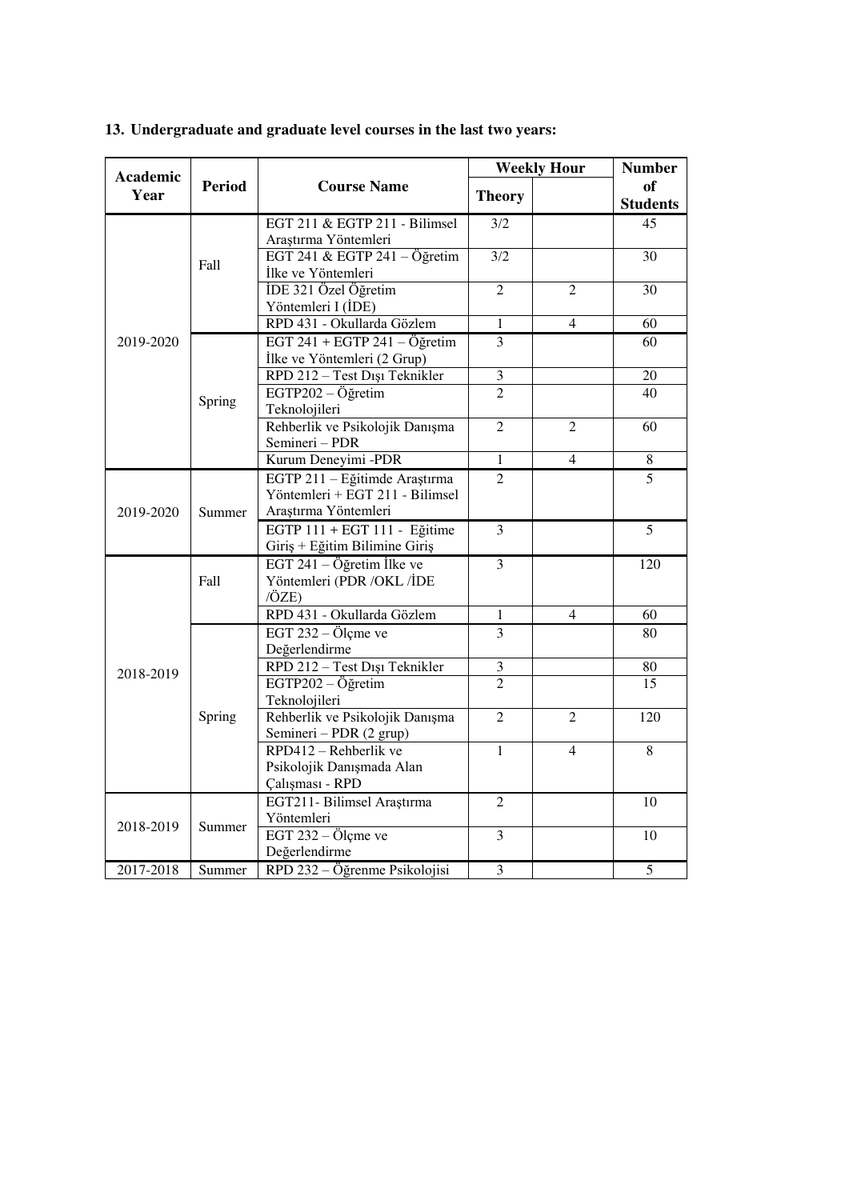**13. Undergraduate and graduate level courses in the last two years:**

| Academic Year | Period | Course Name | Weekly Hour | | Number of Students |
|---|---|---|---|---|---|
| | | | Theory | | |
| 2019-2020 | Fall | EGT 211 & EGTP 211 - Bilimsel Araştırma Yöntemleri | 3/2 | | 45 |
| | | EGT 241 & EGTP 241 – Öğretim İlke ve Yöntemleri | 3/2 | | 30 |
| | | İDE 321 Özel Öğretim Yöntemleri I (İDE) | 2 | 2 | 30 |
| | | RPD 431 - Okullarda Gözlem | 1 | 4 | 60 |
| | Spring | EGT 241 + EGTP 241 – Öğretim İlke ve Yöntemleri (2 Grup) | 3 | | 60 |
| | | RPD 212 – Test Dışı Teknikler | 3 | | 20 |
| | | EGTP202 – Öğretim Teknolojileri | 2 | | 40 |
| | | Rehberlik ve Psikolojik Danışma Semineri – PDR | 2 | 2 | 60 |
| | | Kurum Deneyimi -PDR | 1 | 4 | 8 |
| 2019-2020 | Summer | EGTP 211 – Eğitimde Araştırma Yöntemleri + EGT 211 - Bilimsel Araştırma Yöntemleri | 2 | | 5 |
| | | EGTP 111 + EGT 111 - Eğitime Giriş + Eğitim Bilimine Giriş | 3 | | 5 |
| 2018-2019 | Fall | EGT 241 – Öğretim İlke ve Yöntemleri (PDR /OKL /İDE /ÖZE) | 3 | | 120 |
| | | RPD 431 - Okullarda Gözlem | 1 | 4 | 60 |
| | Spring | EGT 232 – Ölçme ve Değerlendirme | 3 | | 80 |
| | | RPD 212 – Test Dışı Teknikler | 3 | | 80 |
| | | EGTP202 – Öğretim Teknolojileri | 2 | | 15 |
| | | Rehberlik ve Psikolojik Danışma Semineri – PDR (2 grup) | 2 | 2 | 120 |
| | | RPD412 – Rehberlik ve Psikolojik Danışmada Alan Çalışması - RPD | 1 | 4 | 8 |
| 2018-2019 | Summer | EGT211- Bilimsel Araştırma Yöntemleri | 2 | | 10 |
| | | EGT 232 – Ölçme ve Değerlendirme | 3 | | 10 |
| 2017-2018 | Summer | RPD 232 – Öğrenme Psikolojisi | 3 | | 5 |